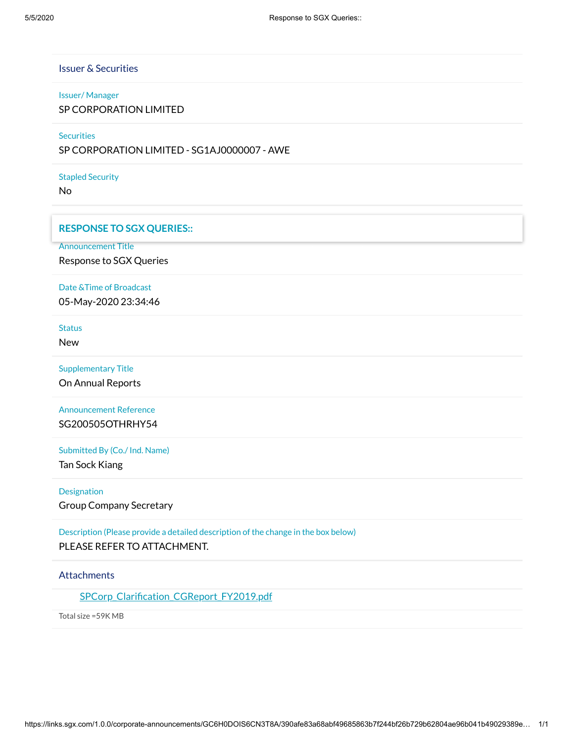## Issuer & Securities

**Issuer/ Manager**
SP CORPORATION LIMITED

**Securities**
SP CORPORATION LIMITED - SG1AJ0000007 - AWE

**Stapled Security**
No

## RESPONSE TO SGX QUERIES::

**Announcement Title**
Response to SGX Queries

**Date &Time of Broadcast**
05-May-2020 23:34:46

**Status**
New

**Supplementary Title**
On Annual Reports

**Announcement Reference**
SG200505OTHRHY54

**Submitted By (Co./ Ind. Name)**
Tan Sock Kiang

**Designation**
Group Company Secretary

**Description (Please provide a detailed description of the change in the box below)**
PLEASE REFER TO ATTACHMENT.

## Attachments

SPCorp_Clarification_CGReport_FY2019.pdf

Total size =59K MB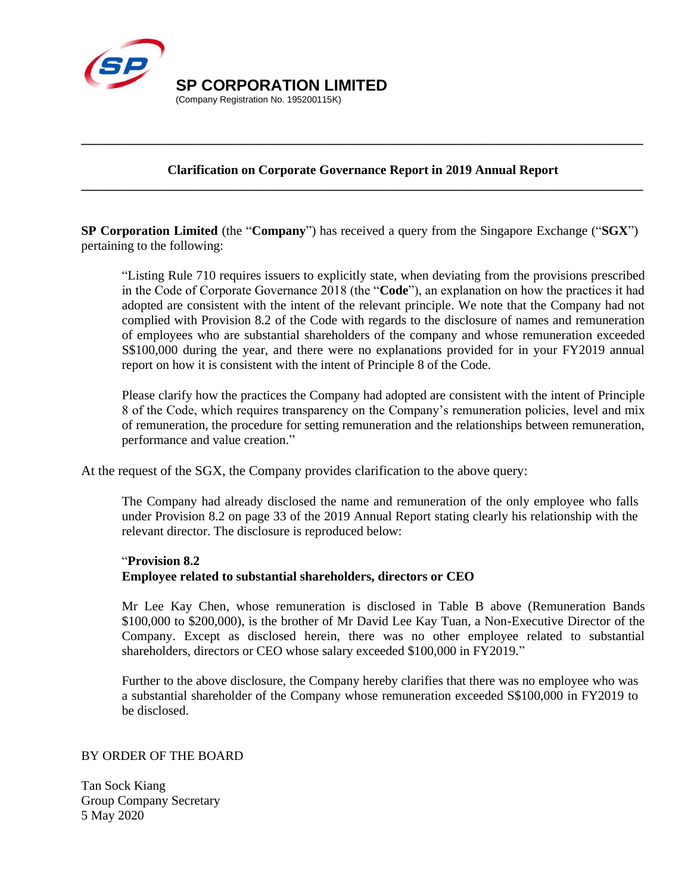# SP CORPORATION LIMITED

(Company Registration No. 195200115K)

---

**Clarification on Corporate Governance Report in 2019 Annual Report**

---

**SP Corporation Limited** (the "**Company**") has received a query from the Singapore Exchange ("**SGX**") pertaining to the following:

> "Listing Rule 710 requires issuers to explicitly state, when deviating from the provisions prescribed in the Code of Corporate Governance 2018 (the "**Code**"), an explanation on how the practices it had adopted are consistent with the intent of the relevant principle. We note that the Company had not complied with Provision 8.2 of the Code with regards to the disclosure of names and remuneration of employees who are substantial shareholders of the company and whose remuneration exceeded S$100,000 during the year, and there were no explanations provided for in your FY2019 annual report on how it is consistent with the intent of Principle 8 of the Code.
>
> Please clarify how the practices the Company had adopted are consistent with the intent of Principle 8 of the Code, which requires transparency on the Company's remuneration policies, level and mix of remuneration, the procedure for setting remuneration and the relationships between remuneration, performance and value creation."

At the request of the SGX, the Company provides clarification to the above query:

> The Company had already disclosed the name and remuneration of the only employee who falls under Provision 8.2 on page 33 of the 2019 Annual Report stating clearly his relationship with the relevant director. The disclosure is reproduced below:
>
> "**Provision 8.2**
> **Employee related to substantial shareholders, directors or CEO**
>
> Mr Lee Kay Chen, whose remuneration is disclosed in Table B above (Remuneration Bands $100,000 to $200,000), is the brother of Mr David Lee Kay Tuan, a Non-Executive Director of the Company. Except as disclosed herein, there was no other employee related to substantial shareholders, directors or CEO whose salary exceeded $100,000 in FY2019."
>
> Further to the above disclosure, the Company hereby clarifies that there was no employee who was a substantial shareholder of the Company whose remuneration exceeded S$100,000 in FY2019 to be disclosed.

BY ORDER OF THE BOARD

Tan Sock Kiang
Group Company Secretary
5 May 2020